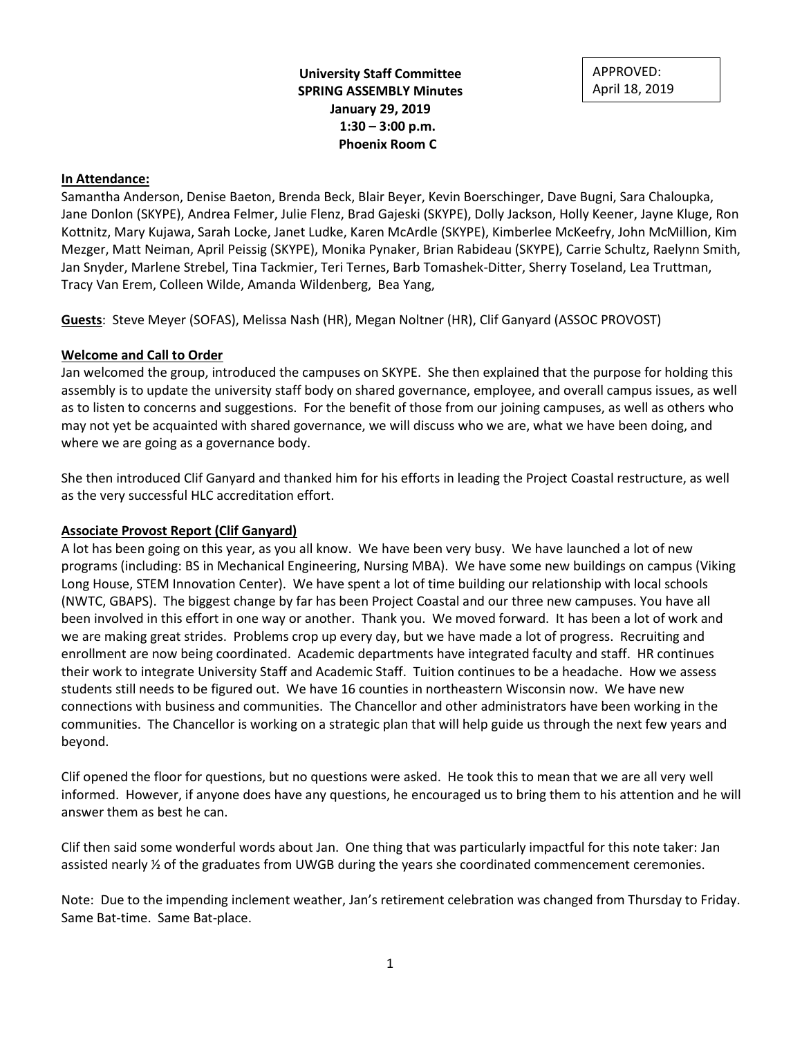APPROVED: April 18, 2019

**University Staff Committee**
**SPRING ASSEMBLY Minutes**
**January 29, 2019**
**1:30 – 3:00 p.m.**
**Phoenix Room C**

**In Attendance:**

Samantha Anderson, Denise Baeton, Brenda Beck, Blair Beyer, Kevin Boerschinger, Dave Bugni, Sara Chaloupka, Jane Donlon (SKYPE), Andrea Felmer, Julie Flenz, Brad Gajeski (SKYPE), Dolly Jackson, Holly Keener, Jayne Kluge, Ron Kottnitz, Mary Kujawa, Sarah Locke, Janet Ludke, Karen McArdle (SKYPE), Kimberlee McKeefry, John McMillion, Kim Mezger, Matt Neiman, April Peissig (SKYPE), Monika Pynaker, Brian Rabideau (SKYPE), Carrie Schultz, Raelynn Smith, Jan Snyder, Marlene Strebel, Tina Tackmier, Teri Ternes, Barb Tomashek-Ditter, Sherry Toseland, Lea Truttman, Tracy Van Erem, Colleen Wilde, Amanda Wildenberg, Bea Yang,

**Guests**: Steve Meyer (SOFAS), Melissa Nash (HR), Megan Noltner (HR), Clif Ganyard (ASSOC PROVOST)

**Welcome and Call to Order**

Jan welcomed the group, introduced the campuses on SKYPE. She then explained that the purpose for holding this assembly is to update the university staff body on shared governance, employee, and overall campus issues, as well as to listen to concerns and suggestions. For the benefit of those from our joining campuses, as well as others who may not yet be acquainted with shared governance, we will discuss who we are, what we have been doing, and where we are going as a governance body.

She then introduced Clif Ganyard and thanked him for his efforts in leading the Project Coastal restructure, as well as the very successful HLC accreditation effort.

**Associate Provost Report (Clif Ganyard)**

A lot has been going on this year, as you all know. We have been very busy. We have launched a lot of new programs (including: BS in Mechanical Engineering, Nursing MBA). We have some new buildings on campus (Viking Long House, STEM Innovation Center). We have spent a lot of time building our relationship with local schools (NWTC, GBAPS). The biggest change by far has been Project Coastal and our three new campuses. You have all been involved in this effort in one way or another. Thank you. We moved forward. It has been a lot of work and we are making great strides. Problems crop up every day, but we have made a lot of progress. Recruiting and enrollment are now being coordinated. Academic departments have integrated faculty and staff. HR continues their work to integrate University Staff and Academic Staff. Tuition continues to be a headache. How we assess students still needs to be figured out. We have 16 counties in northeastern Wisconsin now. We have new connections with business and communities. The Chancellor and other administrators have been working in the communities. The Chancellor is working on a strategic plan that will help guide us through the next few years and beyond.

Clif opened the floor for questions, but no questions were asked. He took this to mean that we are all very well informed. However, if anyone does have any questions, he encouraged us to bring them to his attention and he will answer them as best he can.

Clif then said some wonderful words about Jan. One thing that was particularly impactful for this note taker: Jan assisted nearly ½ of the graduates from UWGB during the years she coordinated commencement ceremonies.

Note: Due to the impending inclement weather, Jan's retirement celebration was changed from Thursday to Friday. Same Bat-time. Same Bat-place.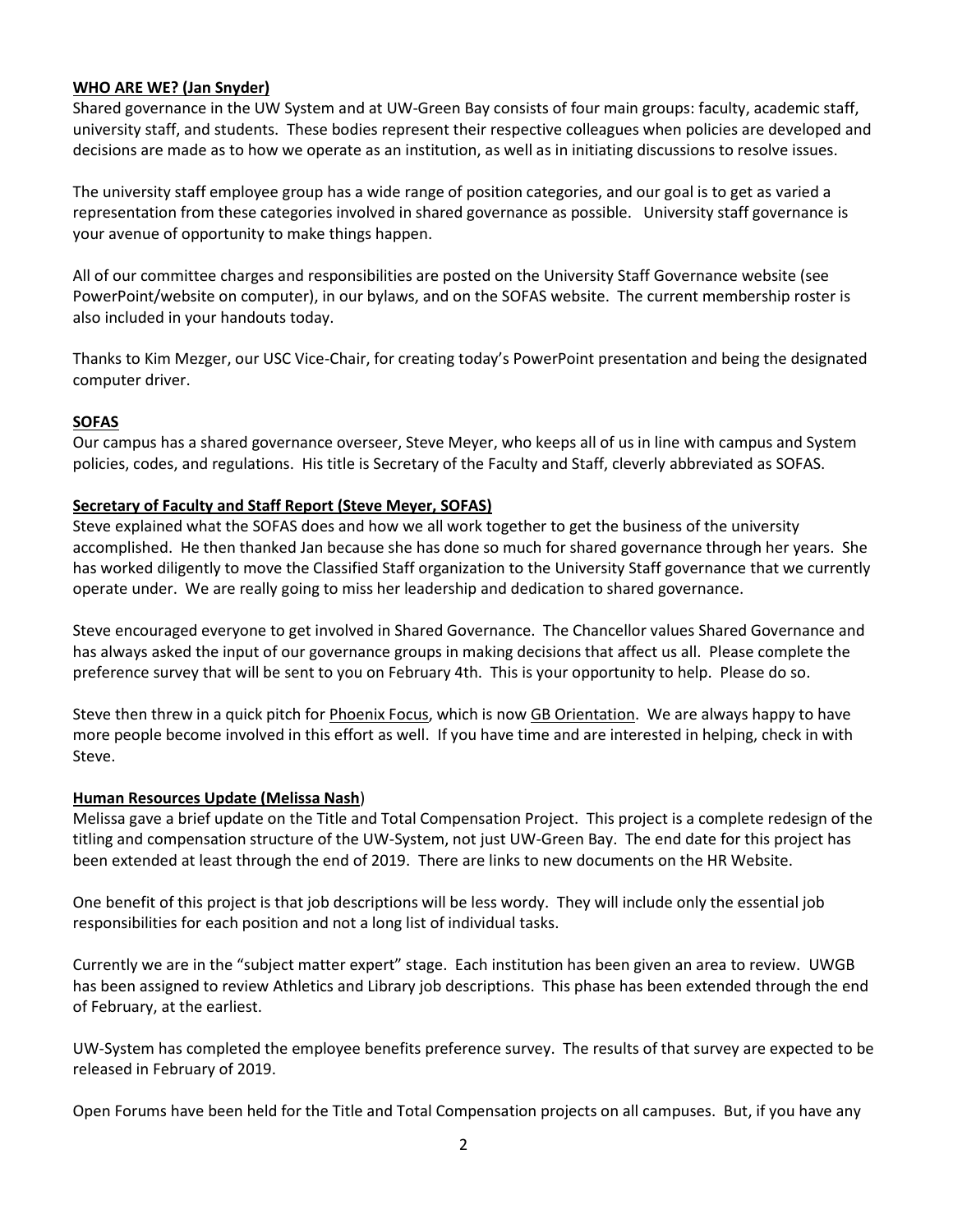**WHO ARE WE? (Jan Snyder)**

Shared governance in the UW System and at UW-Green Bay consists of four main groups: faculty, academic staff, university staff, and students. These bodies represent their respective colleagues when policies are developed and decisions are made as to how we operate as an institution, as well as in initiating discussions to resolve issues.

The university staff employee group has a wide range of position categories, and our goal is to get as varied a representation from these categories involved in shared governance as possible. University staff governance is your avenue of opportunity to make things happen.

All of our committee charges and responsibilities are posted on the University Staff Governance website (see PowerPoint/website on computer), in our bylaws, and on the SOFAS website. The current membership roster is also included in your handouts today.

Thanks to Kim Mezger, our USC Vice-Chair, for creating today's PowerPoint presentation and being the designated computer driver.

**SOFAS**

Our campus has a shared governance overseer, Steve Meyer, who keeps all of us in line with campus and System policies, codes, and regulations. His title is Secretary of the Faculty and Staff, cleverly abbreviated as SOFAS.

**Secretary of Faculty and Staff Report (Steve Meyer, SOFAS)**

Steve explained what the SOFAS does and how we all work together to get the business of the university accomplished. He then thanked Jan because she has done so much for shared governance through her years. She has worked diligently to move the Classified Staff organization to the University Staff governance that we currently operate under. We are really going to miss her leadership and dedication to shared governance.

Steve encouraged everyone to get involved in Shared Governance. The Chancellor values Shared Governance and has always asked the input of our governance groups in making decisions that affect us all. Please complete the preference survey that will be sent to you on February 4th. This is your opportunity to help. Please do so.

Steve then threw in a quick pitch for Phoenix Focus, which is now GB Orientation. We are always happy to have more people become involved in this effort as well. If you have time and are interested in helping, check in with Steve.

**Human Resources Update (Melissa Nash)**

Melissa gave a brief update on the Title and Total Compensation Project. This project is a complete redesign of the titling and compensation structure of the UW-System, not just UW-Green Bay. The end date for this project has been extended at least through the end of 2019. There are links to new documents on the HR Website.

One benefit of this project is that job descriptions will be less wordy. They will include only the essential job responsibilities for each position and not a long list of individual tasks.

Currently we are in the "subject matter expert" stage. Each institution has been given an area to review. UWGB has been assigned to review Athletics and Library job descriptions. This phase has been extended through the end of February, at the earliest.

UW-System has completed the employee benefits preference survey. The results of that survey are expected to be released in February of 2019.

Open Forums have been held for the Title and Total Compensation projects on all campuses. But, if you have any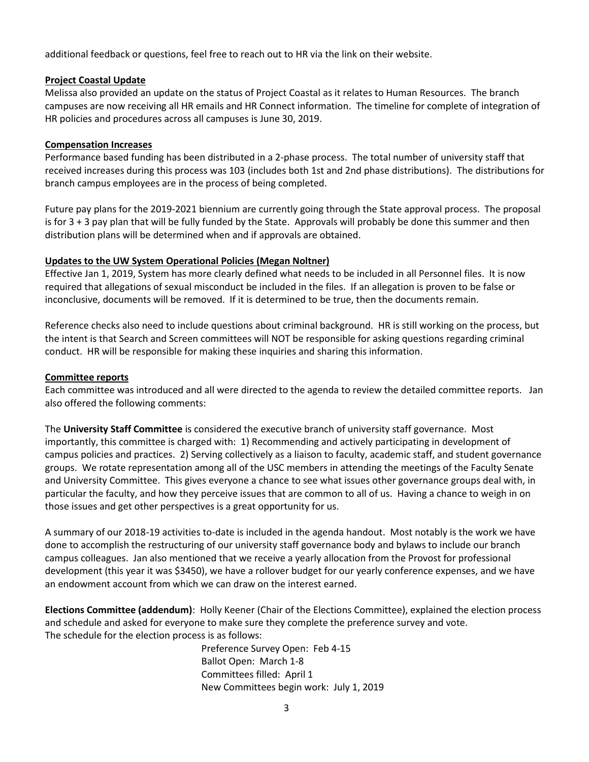additional feedback or questions, feel free to reach out to HR via the link on their website.

**Project Coastal Update**

Melissa also provided an update on the status of Project Coastal as it relates to Human Resources. The branch campuses are now receiving all HR emails and HR Connect information. The timeline for complete of integration of HR policies and procedures across all campuses is June 30, 2019.

**Compensation Increases**

Performance based funding has been distributed in a 2-phase process. The total number of university staff that received increases during this process was 103 (includes both 1st and 2nd phase distributions). The distributions for branch campus employees are in the process of being completed.

Future pay plans for the 2019-2021 biennium are currently going through the State approval process. The proposal is for 3 + 3 pay plan that will be fully funded by the State. Approvals will probably be done this summer and then distribution plans will be determined when and if approvals are obtained.

**Updates to the UW System Operational Policies (Megan Noltner)**

Effective Jan 1, 2019, System has more clearly defined what needs to be included in all Personnel files. It is now required that allegations of sexual misconduct be included in the files. If an allegation is proven to be false or inconclusive, documents will be removed. If it is determined to be true, then the documents remain.

Reference checks also need to include questions about criminal background. HR is still working on the process, but the intent is that Search and Screen committees will NOT be responsible for asking questions regarding criminal conduct. HR will be responsible for making these inquiries and sharing this information.

**Committee reports**

Each committee was introduced and all were directed to the agenda to review the detailed committee reports. Jan also offered the following comments:

The **University Staff Committee** is considered the executive branch of university staff governance. Most importantly, this committee is charged with: 1) Recommending and actively participating in development of campus policies and practices. 2) Serving collectively as a liaison to faculty, academic staff, and student governance groups. We rotate representation among all of the USC members in attending the meetings of the Faculty Senate and University Committee. This gives everyone a chance to see what issues other governance groups deal with, in particular the faculty, and how they perceive issues that are common to all of us. Having a chance to weigh in on those issues and get other perspectives is a great opportunity for us.

A summary of our 2018-19 activities to-date is included in the agenda handout. Most notably is the work we have done to accomplish the restructuring of our university staff governance body and bylaws to include our branch campus colleagues. Jan also mentioned that we receive a yearly allocation from the Provost for professional development (this year it was $3450), we have a rollover budget for our yearly conference expenses, and we have an endowment account from which we can draw on the interest earned.

**Elections Committee (addendum)**: Holly Keener (Chair of the Elections Committee), explained the election process and schedule and asked for everyone to make sure they complete the preference survey and vote.
The schedule for the election process is as follows:

Preference Survey Open: Feb 4-15
Ballot Open: March 1-8
Committees filled: April 1
New Committees begin work: July 1, 2019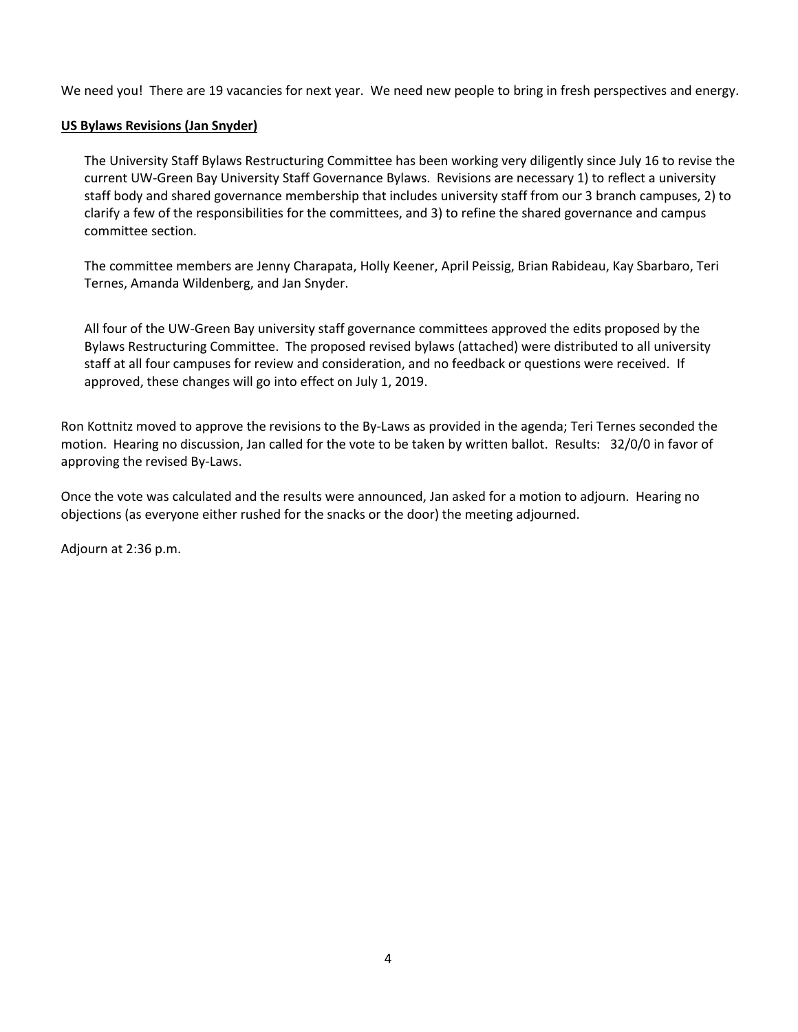We need you! There are 19 vacancies for next year. We need new people to bring in fresh perspectives and energy.

**US Bylaws Revisions (Jan Snyder)**

The University Staff Bylaws Restructuring Committee has been working very diligently since July 16 to revise the current UW-Green Bay University Staff Governance Bylaws. Revisions are necessary 1) to reflect a university staff body and shared governance membership that includes university staff from our 3 branch campuses, 2) to clarify a few of the responsibilities for the committees, and 3) to refine the shared governance and campus committee section.

The committee members are Jenny Charapata, Holly Keener, April Peissig, Brian Rabideau, Kay Sbarbaro, Teri Ternes, Amanda Wildenberg, and Jan Snyder.

All four of the UW-Green Bay university staff governance committees approved the edits proposed by the Bylaws Restructuring Committee. The proposed revised bylaws (attached) were distributed to all university staff at all four campuses for review and consideration, and no feedback or questions were received. If approved, these changes will go into effect on July 1, 2019.

Ron Kottnitz moved to approve the revisions to the By-Laws as provided in the agenda; Teri Ternes seconded the motion. Hearing no discussion, Jan called for the vote to be taken by written ballot. Results: 32/0/0 in favor of approving the revised By-Laws.

Once the vote was calculated and the results were announced, Jan asked for a motion to adjourn. Hearing no objections (as everyone either rushed for the snacks or the door) the meeting adjourned.

Adjourn at 2:36 p.m.